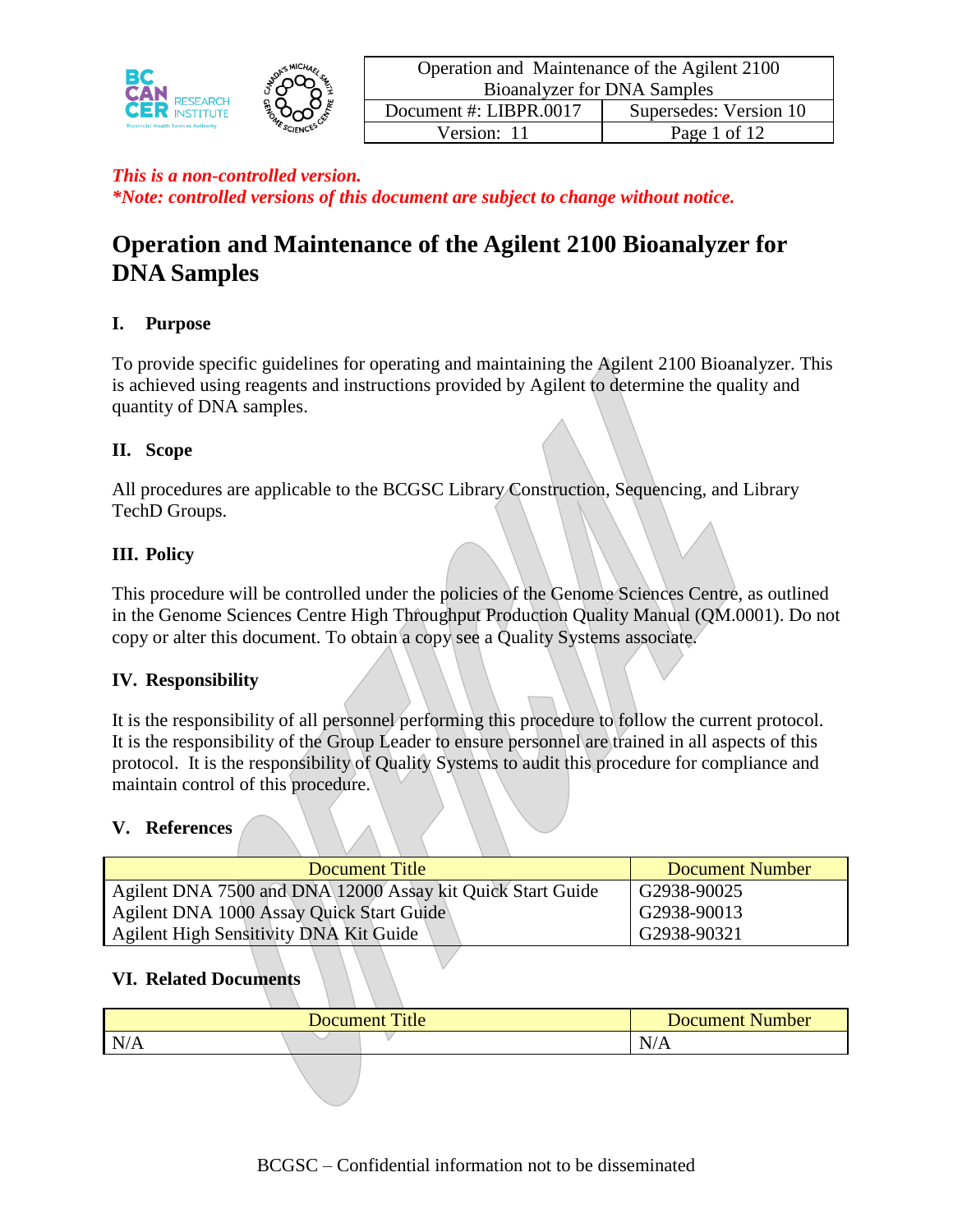| Operation and Maintenance of the Agilent 2100 Bioanalyzer for DNA Samples | |
| --- | --- |
| Document #: LIBPR.0017 | Supersedes: Version 10 |
| Version: 11 | |

***This is a non-controlled version.***
***\*Note: controlled versions of this document are subject to change without notice.***

# Operation and Maintenance of the Agilent 2100 Bioanalyzer for DNA Samples

## I. Purpose

To provide specific guidelines for operating and maintaining the Agilent 2100 Bioanalyzer. This is achieved using reagents and instructions provided by Agilent to determine the quality and quantity of DNA samples.

## II. Scope

All procedures are applicable to the BCGSC Library Construction, Sequencing, and Library TechD Groups.

## III. Policy

This procedure will be controlled under the policies of the Genome Sciences Centre, as outlined in the Genome Sciences Centre High Throughput Production Quality Manual (QM.0001). Do not copy or alter this document. To obtain a copy see a Quality Systems associate.

## IV. Responsibility

It is the responsibility of all personnel performing this procedure to follow the current protocol. It is the responsibility of the Group Leader to ensure personnel are trained in all aspects of this protocol. It is the responsibility of Quality Systems to audit this procedure for compliance and maintain control of this procedure.

## V. References

| Document Title | Document Number |
| --- | --- |
| Agilent DNA 7500 and DNA 12000 Assay kit Quick Start Guide | G2938-90025 |
| Agilent DNA 1000 Assay Quick Start Guide | G2938-90013 |
| Agilent High Sensitivity DNA Kit Guide | G2938-90321 |

## VI. Related Documents

| Document Title | Document Number |
| --- | --- |
| N/A | N/A |

BCGSC – Confidential information not to be disseminated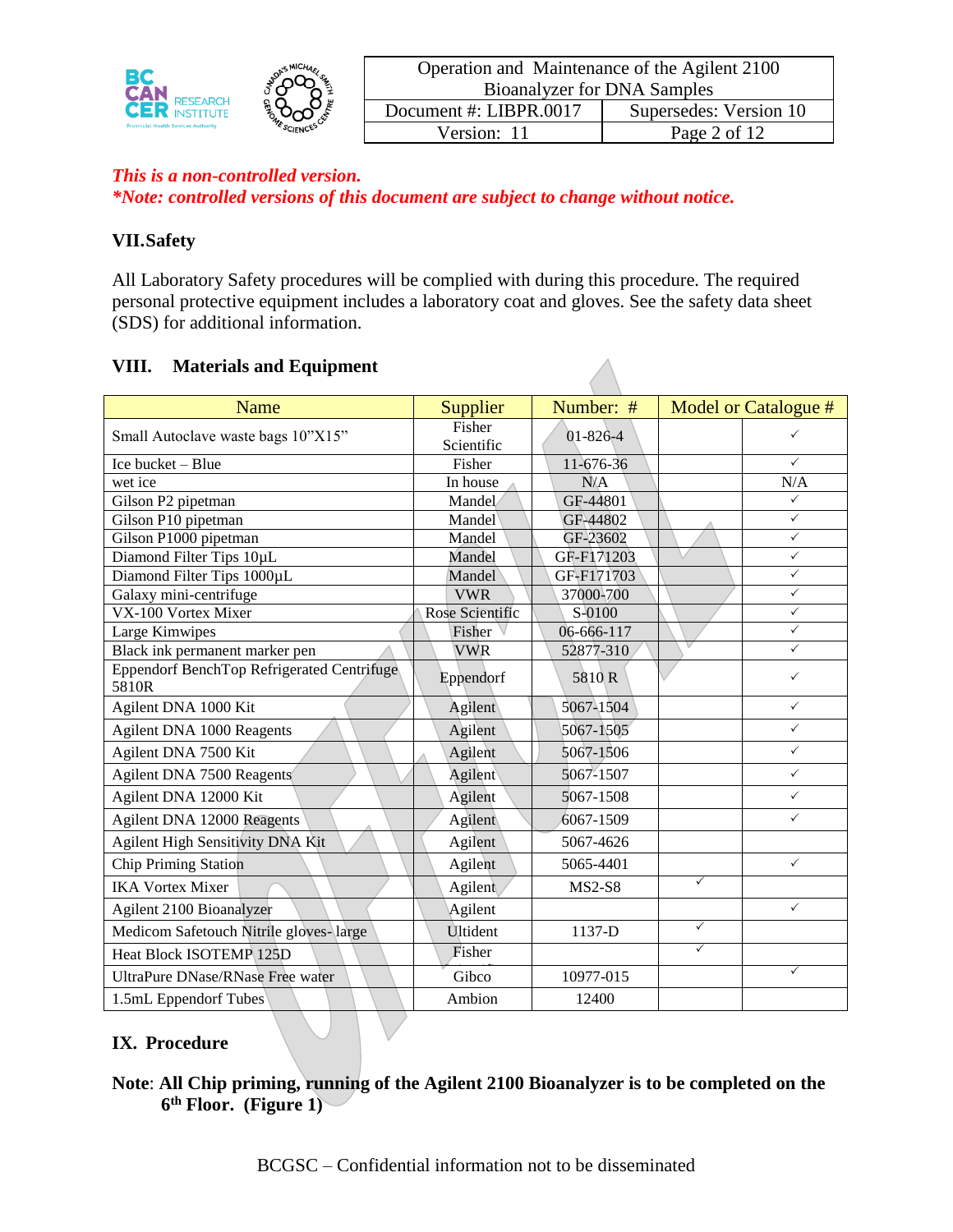## VII. Safety

All Laboratory Safety procedures will be complied with during this procedure. The required personal protective equipment includes a laboratory coat and gloves. See the safety data sheet (SDS) for additional information.

## VIII. Materials and Equipment

| Name | Supplier | Number: # | Model or Catalogue # | |
|---|---|---|---|---|
| Small Autoclave waste bags 10"X15" | Fisher Scientific | 01-826-4 | | ✓ |
| Ice bucket – Blue | Fisher | 11-676-36 | | ✓ |
| wet ice | In house | N/A | | N/A |
| Gilson P2 pipetman | Mandel | GF-44801 | | ✓ |
| Gilson P10 pipetman | Mandel | GF-44802 | | ✓ |
| Gilson P1000 pipetman | Mandel | GF-23602 | | ✓ |
| Diamond Filter Tips 10µL | Mandel | GF-F171203 | | ✓ |
| Diamond Filter Tips 1000µL | Mandel | GF-F171703 | | ✓ |
| Galaxy mini-centrifuge | VWR | 37000-700 | | ✓ |
| VX-100 Vortex Mixer | Rose Scientific | S-0100 | | ✓ |
| Large Kimwipes | Fisher | 06-666-117 | | ✓ |
| Black ink permanent marker pen | VWR | 52877-310 | | ✓ |
| Eppendorf BenchTop Refrigerated Centrifuge 5810R | Eppendorf | 5810 R | | ✓ |
| Agilent DNA 1000 Kit | Agilent | 5067-1504 | | ✓ |
| Agilent DNA 1000 Reagents | Agilent | 5067-1505 | | ✓ |
| Agilent DNA 7500 Kit | Agilent | 5067-1506 | | ✓ |
| Agilent DNA 7500 Reagents | Agilent | 5067-1507 | | ✓ |
| Agilent DNA 12000 Kit | Agilent | 5067-1508 | | ✓ |
| Agilent DNA 12000 Reagents | Agilent | 6067-1509 | | ✓ |
| Agilent High Sensitivity DNA Kit | Agilent | 5067-4626 | | |
| Chip Priming Station | Agilent | 5065-4401 | | ✓ |
| IKA Vortex Mixer | Agilent | MS2-S8 | ✓ | |
| Agilent 2100 Bioanalyzer | Agilent | | | ✓ |
| Medicom Safetouch Nitrile gloves- large | Ultident | 1137-D | ✓ | |
| Heat Block ISOTEMP 125D | Fisher | | ✓ | |
| UltraPure DNase/RNase Free water | Gibco | 10977-015 | | ✓ |
| 1.5mL Eppendorf Tubes | Ambion | 12400 | | |

## IX. Procedure

**Note**: **All Chip priming, running of the Agilent 2100 Bioanalyzer is to be completed on the 6th Floor. (Figure 1)**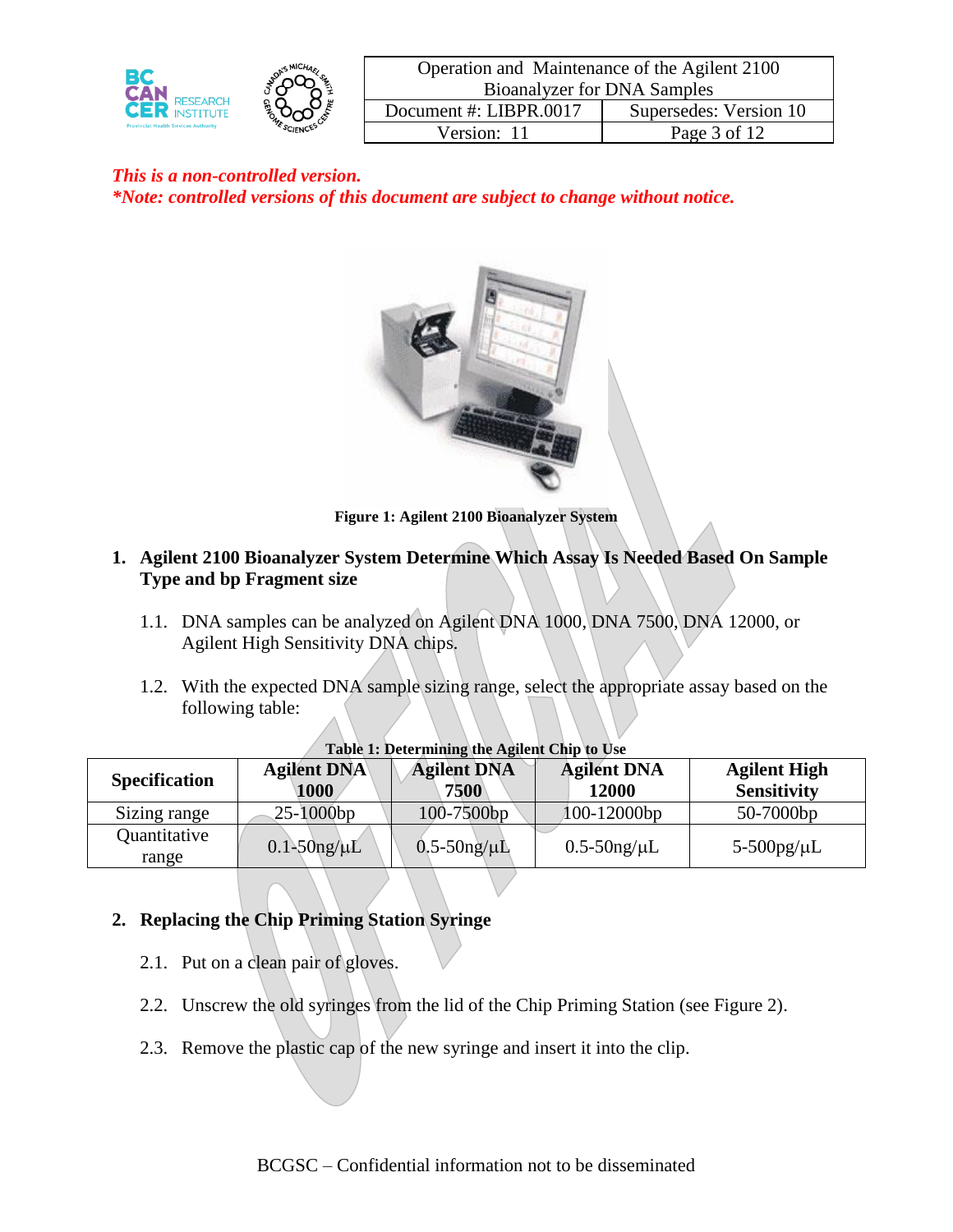*This is a non-controlled version.*
*\*Note: controlled versions of this document are subject to change without notice.*

**Figure 1: Agilent 2100 Bioanalyzer System**

## 1. Agilent 2100 Bioanalyzer System Determine Which Assay Is Needed Based On Sample Type and bp Fragment size

1.1. DNA samples can be analyzed on Agilent DNA 1000, DNA 7500, DNA 12000, or Agilent High Sensitivity DNA chips.

1.2. With the expected DNA sample sizing range, select the appropriate assay based on the following table:

**Table 1: Determining the Agilent Chip to Use**

| Specification | Agilent DNA 1000 | Agilent DNA 7500 | Agilent DNA 12000 | Agilent High Sensitivity |
|---|---|---|---|---|
| Sizing range | 25-1000bp | 100-7500bp | 100-12000bp | 50-7000bp |
| Quantitative range | 0.1-50ng/μL | 0.5-50ng/μL | 0.5-50ng/μL | 5-500pg/μL |

## 2. Replacing the Chip Priming Station Syringe

2.1. Put on a clean pair of gloves.

2.2. Unscrew the old syringes from the lid of the Chip Priming Station (see Figure 2).

2.3. Remove the plastic cap of the new syringe and insert it into the clip.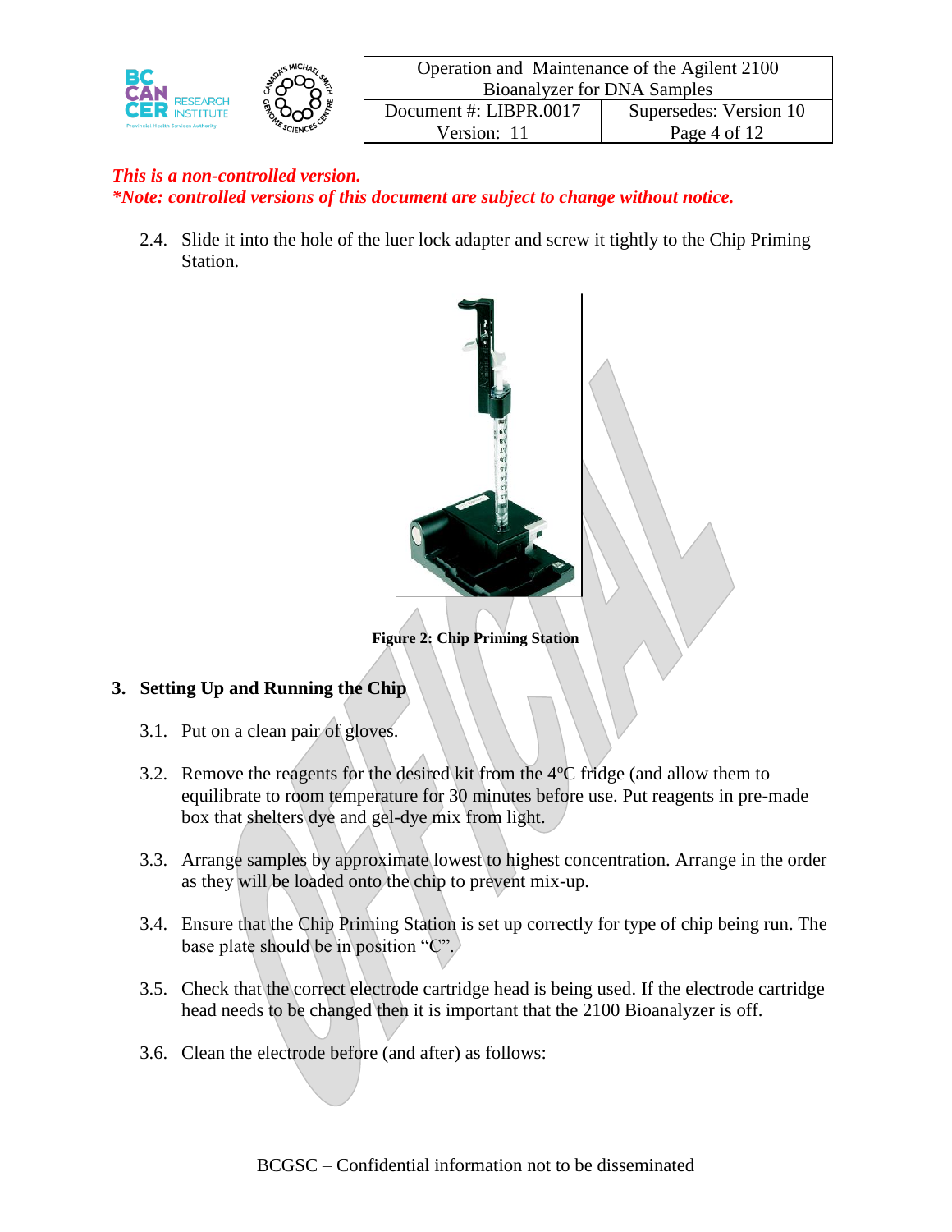*This is a non-controlled version.*
*\*Note: controlled versions of this document are subject to change without notice.*

2.4. Slide it into the hole of the luer lock adapter and screw it tightly to the Chip Priming Station.

**Figure 2: Chip Priming Station**

## 3. Setting Up and Running the Chip

3.1. Put on a clean pair of gloves.

3.2. Remove the reagents for the desired kit from the 4$^{o}$C fridge (and allow them to equilibrate to room temperature for 30 minutes before use. Put reagents in pre-made box that shelters dye and gel-dye mix from light.

3.3. Arrange samples by approximate lowest to highest concentration. Arrange in the order as they will be loaded onto the chip to prevent mix-up.

3.4. Ensure that the Chip Priming Station is set up correctly for type of chip being run. The base plate should be in position "C".

3.5. Check that the correct electrode cartridge head is being used. If the electrode cartridge head needs to be changed then it is important that the 2100 Bioanalyzer is off.

3.6. Clean the electrode before (and after) as follows: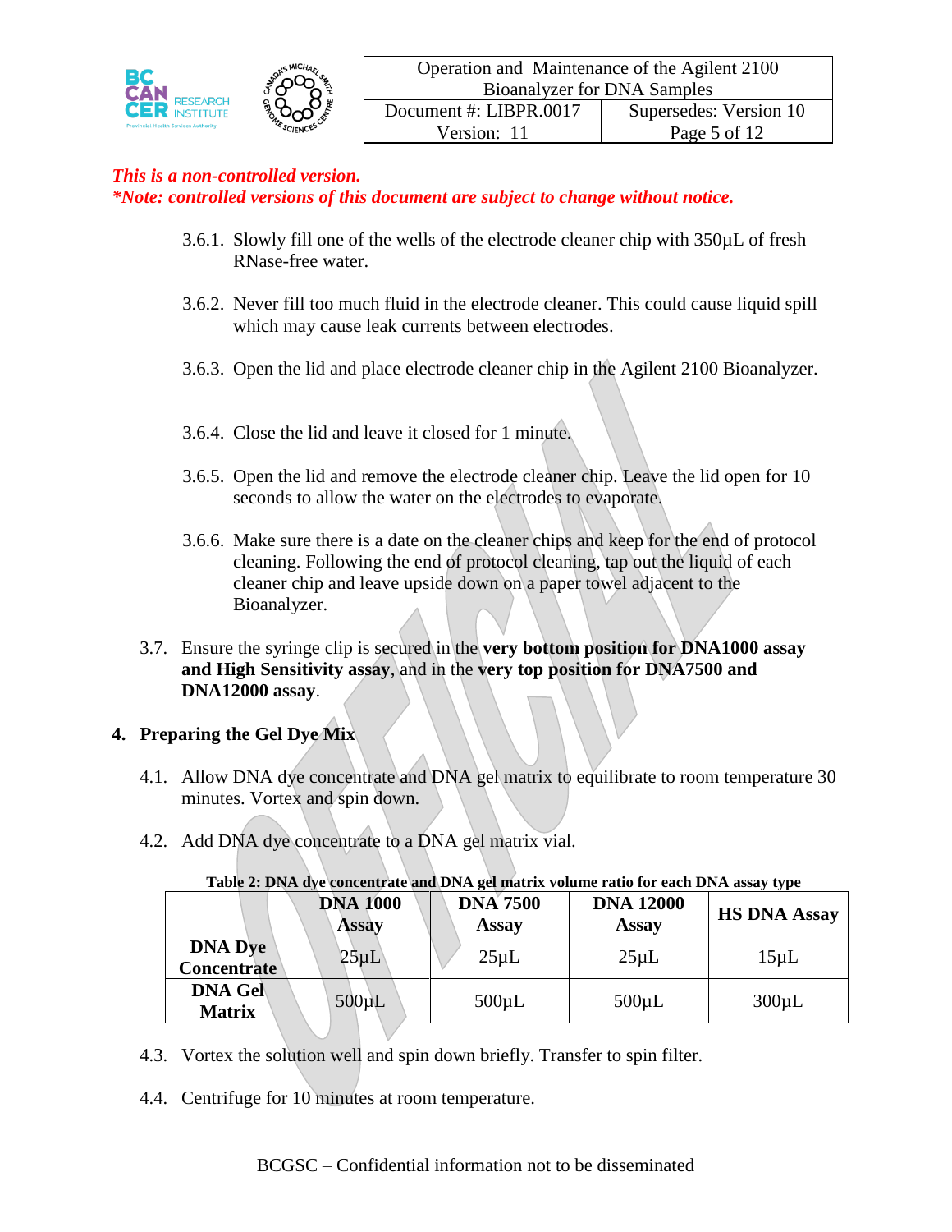*This is a non-controlled version.*
*\*Note: controlled versions of this document are subject to change without notice.*

3.6.1. Slowly fill one of the wells of the electrode cleaner chip with 350µL of fresh RNase-free water.

3.6.2. Never fill too much fluid in the electrode cleaner. This could cause liquid spill which may cause leak currents between electrodes.

3.6.3. Open the lid and place electrode cleaner chip in the Agilent 2100 Bioanalyzer.

3.6.4. Close the lid and leave it closed for 1 minute.

3.6.5. Open the lid and remove the electrode cleaner chip. Leave the lid open for 10 seconds to allow the water on the electrodes to evaporate.

3.6.6. Make sure there is a date on the cleaner chips and keep for the end of protocol cleaning. Following the end of protocol cleaning, tap out the liquid of each cleaner chip and leave upside down on a paper towel adjacent to the Bioanalyzer.

3.7. Ensure the syringe clip is secured in the **very bottom position for DNA1000 assay and High Sensitivity assay**, and in the **very top position for DNA7500 and DNA12000 assay**.

## 4. Preparing the Gel Dye Mix

4.1. Allow DNA dye concentrate and DNA gel matrix to equilibrate to room temperature 30 minutes. Vortex and spin down.

4.2. Add DNA dye concentrate to a DNA gel matrix vial.

**Table 2: DNA dye concentrate and DNA gel matrix volume ratio for each DNA assay type**

| | DNA 1000 Assay | DNA 7500 Assay | DNA 12000 Assay | HS DNA Assay |
|---|---|---|---|---|
| **DNA Dye Concentrate** | 25µL | 25µL | 25µL | 15µL |
| **DNA Gel Matrix** | 500µL | 500µL | 500µL | 300µL |

4.3. Vortex the solution well and spin down briefly. Transfer to spin filter.

4.4. Centrifuge for 10 minutes at room temperature.

BCGSC – Confidential information not to be disseminated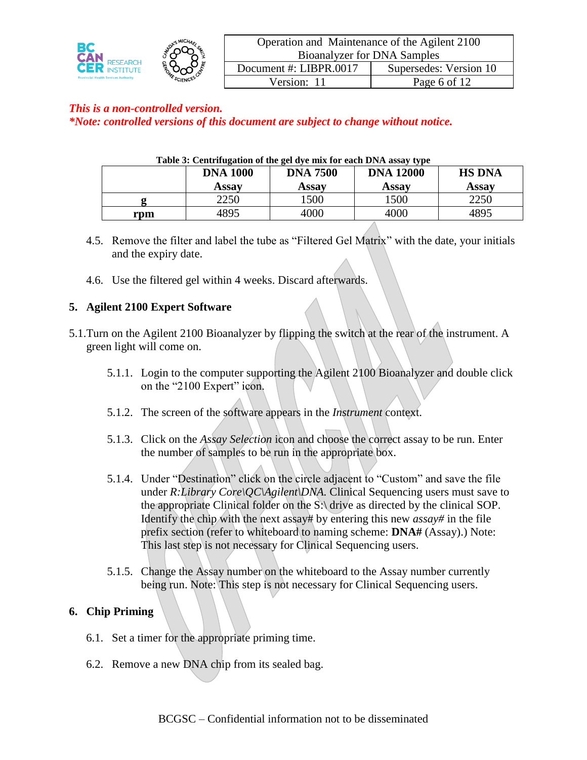*This is a non-controlled version.*
***Note: controlled versions of this document are subject to change without notice.***

**Table 3: Centrifugation of the gel dye mix for each DNA assay type**

| | DNA 1000 Assay | DNA 7500 Assay | DNA 12000 Assay | HS DNA Assay |
|---|---|---|---|---|
| **g** | 2250 | 1500 | 1500 | 2250 |
| **rpm** | 4895 | 4000 | 4000 | 4895 |

4.5. Remove the filter and label the tube as "Filtered Gel Matrix" with the date, your initials and the expiry date.

4.6. Use the filtered gel within 4 weeks. Discard afterwards.

## 5. Agilent 2100 Expert Software

5.1. Turn on the Agilent 2100 Bioanalyzer by flipping the switch at the rear of the instrument. A green light will come on.

5.1.1. Login to the computer supporting the Agilent 2100 Bioanalyzer and double click on the "2100 Expert" icon.

5.1.2. The screen of the software appears in the *Instrument* context.

5.1.3. Click on the *Assay Selection* icon and choose the correct assay to be run. Enter the number of samples to be run in the appropriate box.

5.1.4. Under "Destination" click on the circle adjacent to "Custom" and save the file under *R:Library Core\QC\Agilent\DNA.* Clinical Sequencing users must save to the appropriate Clinical folder on the S:\ drive as directed by the clinical SOP. Identify the chip with the next assay# by entering this new *assay#* in the file prefix section (refer to whiteboard to naming scheme: **DNA#** (Assay).) Note: This last step is not necessary for Clinical Sequencing users.

5.1.5. Change the Assay number on the whiteboard to the Assay number currently being run. Note: This step is not necessary for Clinical Sequencing users.

## 6. Chip Priming

6.1. Set a timer for the appropriate priming time.

6.2. Remove a new DNA chip from its sealed bag.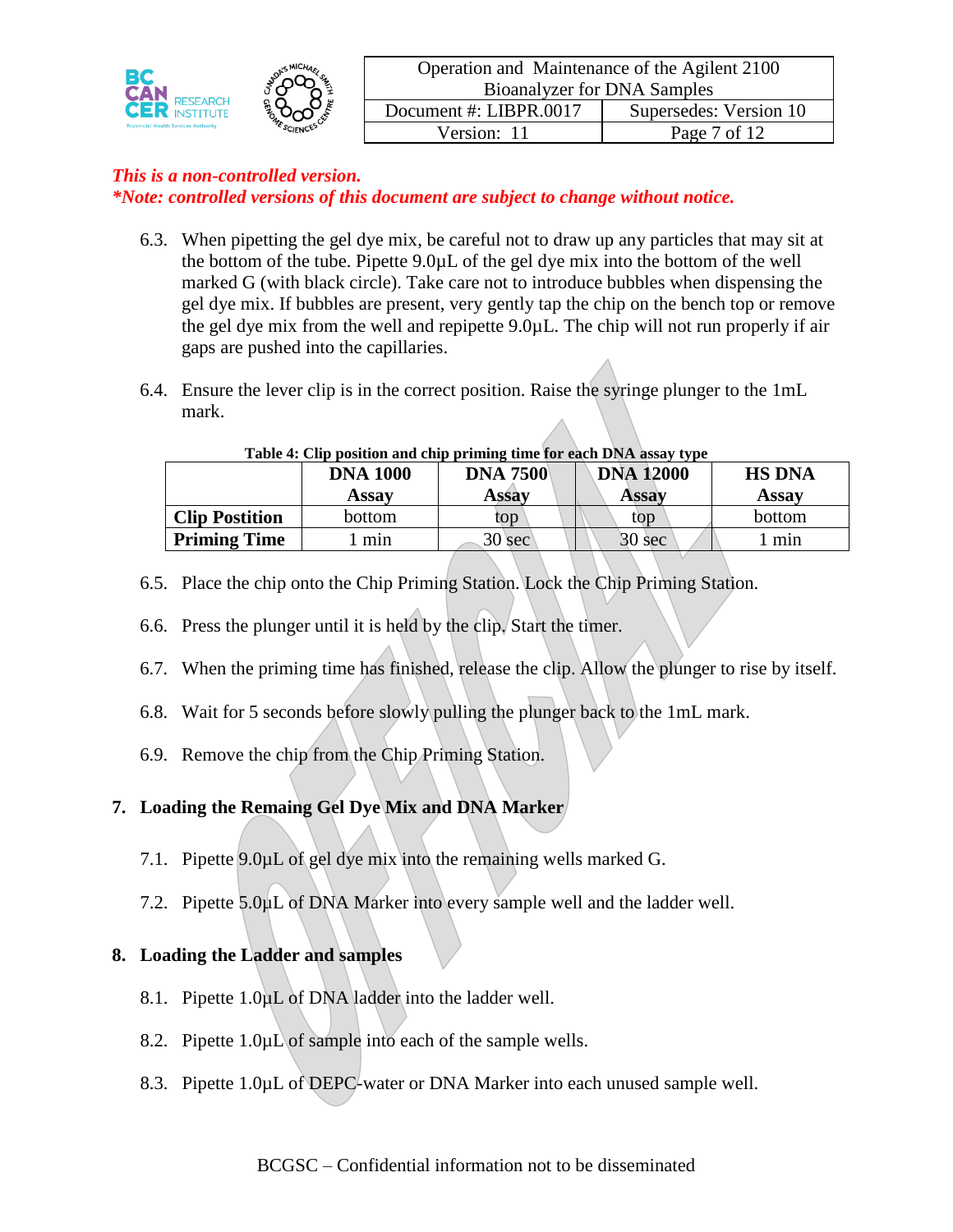*This is a non-controlled version.*
***Note: controlled versions of this document are subject to change without notice.***

6.3. When pipetting the gel dye mix, be careful not to draw up any particles that may sit at the bottom of the tube. Pipette 9.0µL of the gel dye mix into the bottom of the well marked G (with black circle). Take care not to introduce bubbles when dispensing the gel dye mix. If bubbles are present, very gently tap the chip on the bench top or remove the gel dye mix from the well and repipette 9.0µL. The chip will not run properly if air gaps are pushed into the capillaries.

6.4. Ensure the lever clip is in the correct position. Raise the syringe plunger to the 1mL mark.

**Table 4: Clip position and chip priming time for each DNA assay type**

| | DNA 1000 Assay | DNA 7500 Assay | DNA 12000 Assay | HS DNA Assay |
|---|---|---|---|---|
| **Clip Postition** | bottom | top | top | bottom |
| **Priming Time** | 1 min | 30 sec | 30 sec | 1 min |

6.5. Place the chip onto the Chip Priming Station. Lock the Chip Priming Station.

6.6. Press the plunger until it is held by the clip. Start the timer.

6.7. When the priming time has finished, release the clip. Allow the plunger to rise by itself.

6.8. Wait for 5 seconds before slowly pulling the plunger back to the 1mL mark.

6.9. Remove the chip from the Chip Priming Station.

## 7. Loading the Remaing Gel Dye Mix and DNA Marker

7.1. Pipette 9.0µL of gel dye mix into the remaining wells marked G.

7.2. Pipette 5.0µL of DNA Marker into every sample well and the ladder well.

## 8. Loading the Ladder and samples

8.1. Pipette 1.0µL of DNA ladder into the ladder well.

8.2. Pipette 1.0µL of sample into each of the sample wells.

8.3. Pipette 1.0µL of DEPC-water or DNA Marker into each unused sample well.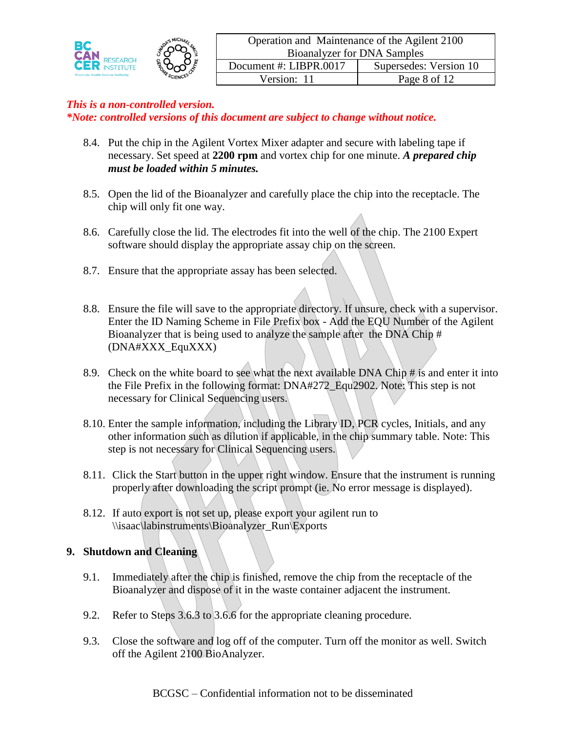*This is a non-controlled version.*
*\*Note: controlled versions of this document are subject to change without notice.*

8.4. Put the chip in the Agilent Vortex Mixer adapter and secure with labeling tape if necessary. Set speed at **2200 rpm** and vortex chip for one minute. ***A prepared chip must be loaded within 5 minutes.***

8.5. Open the lid of the Bioanalyzer and carefully place the chip into the receptacle. The chip will only fit one way.

8.6. Carefully close the lid. The electrodes fit into the well of the chip. The 2100 Expert software should display the appropriate assay chip on the screen.

8.7. Ensure that the appropriate assay has been selected.

8.8. Ensure the file will save to the appropriate directory. If unsure, check with a supervisor. Enter the ID Naming Scheme in File Prefix box - Add the EQU Number of the Agilent Bioanalyzer that is being used to analyze the sample after the DNA Chip # (DNA#XXX_EquXXX)

8.9. Check on the white board to see what the next available DNA Chip # is and enter it into the File Prefix in the following format: DNA#272_Equ2902. Note: This step is not necessary for Clinical Sequencing users.

8.10. Enter the sample information, including the Library ID, PCR cycles, Initials, and any other information such as dilution if applicable, in the chip summary table. Note: This step is not necessary for Clinical Sequencing users.

8.11. Click the Start button in the upper right window. Ensure that the instrument is running properly after downloading the script prompt (ie. No error message is displayed).

8.12. If auto export is not set up, please export your agilent run to \\isaac\labinstruments\Bioanalyzer_Run\Exports

## 9. Shutdown and Cleaning

9.1. Immediately after the chip is finished, remove the chip from the receptacle of the Bioanalyzer and dispose of it in the waste container adjacent the instrument.

9.2. Refer to Steps 3.6.3 to 3.6.6 for the appropriate cleaning procedure.

9.3. Close the software and log off of the computer. Turn off the monitor as well. Switch off the Agilent 2100 BioAnalyzer.

BCGSC – Confidential information not to be disseminated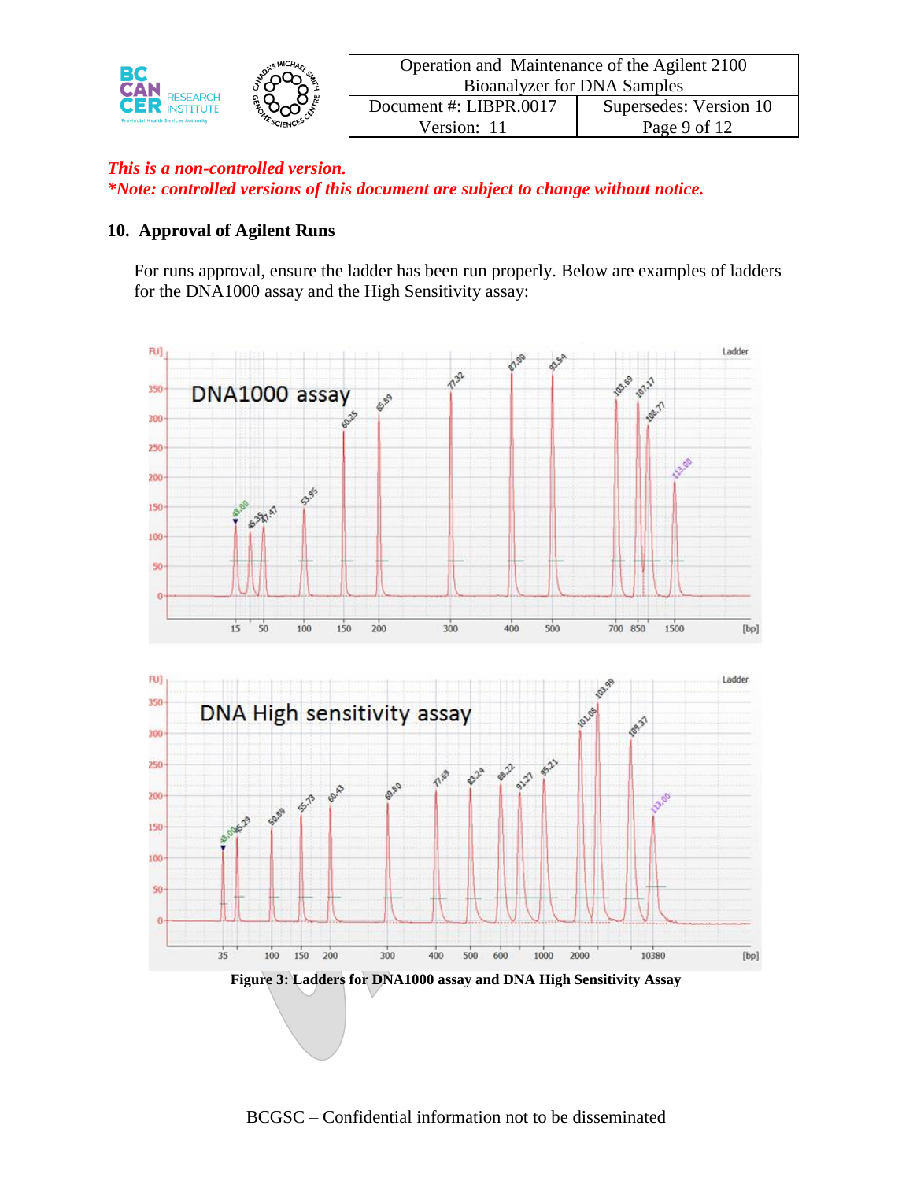*This is a non-controlled version.*
***Note: controlled versions of this document are subject to change without notice.**

## 10. Approval of Agilent Runs

For runs approval, ensure the ladder has been run properly. Below are examples of ladders for the DNA1000 assay and the High Sensitivity assay:

DNA1000 assay

FU

Ladder

350
300
250
200
150
100
50
0

43.00 45.35 47.47 53.95 60.25 65.89 77.32 87.00 93.54 103.69 107.17 108.77 113.00

15 50 100 150 200 300 400 500 700 850 1500 [bp]

DNA High sensitivity assay

FU

Ladder

350
300
250
200
150
100
50
0

43.00 45.29 50.89 55.73 60.43 69.50 77.69 83.24 88.22 91.27 95.21 101.08 103.99 109.37 113.00

35 100 150 200 300 400 500 600 1000 2000 10380 [bp]

**Figure 3: Ladders for DNA1000 assay and DNA High Sensitivity Assay**

BCGSC – Confidential information not to be disseminated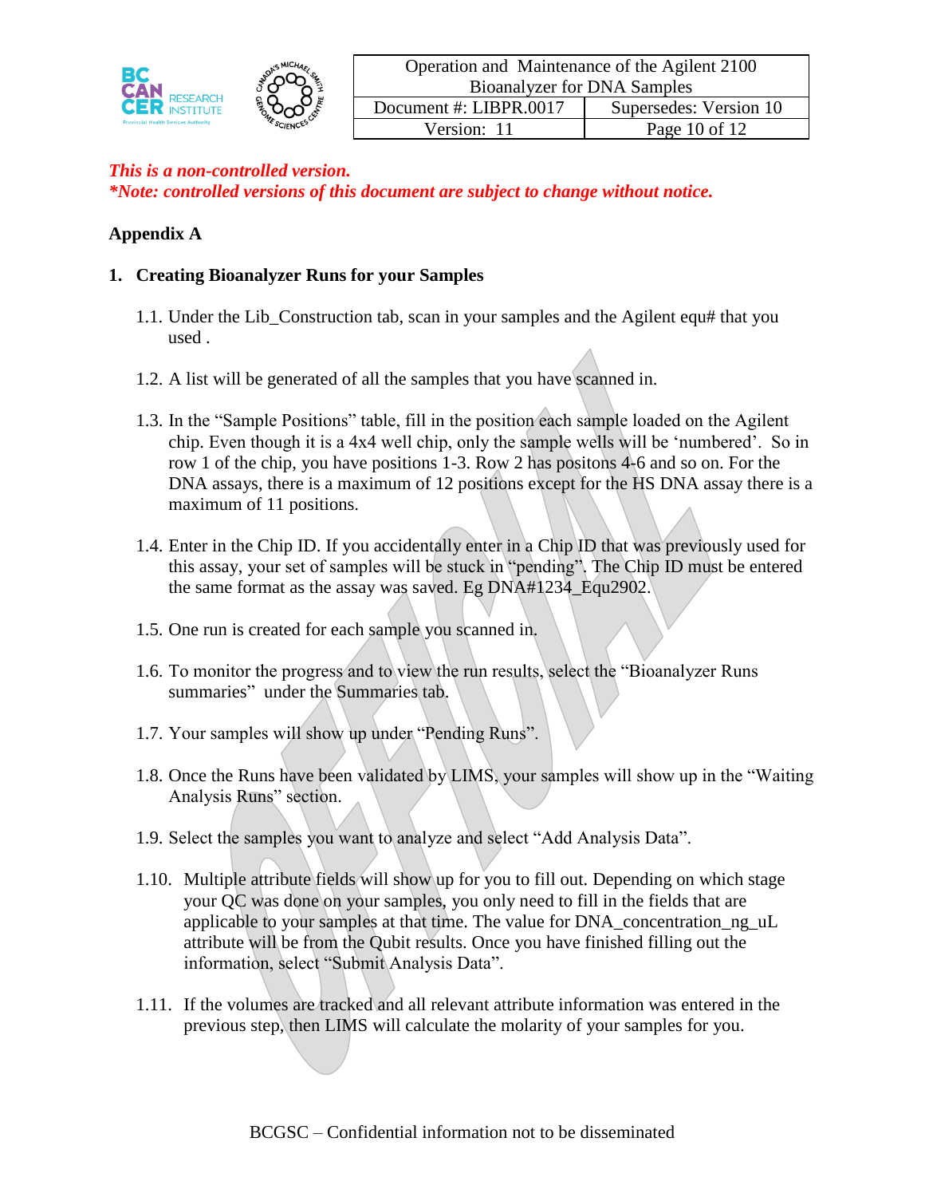*This is a non-controlled version.*
***Note: controlled versions of this document are subject to change without notice.***

**Appendix A**

**1. Creating Bioanalyzer Runs for your Samples**

1.1. Under the Lib_Construction tab, scan in your samples and the Agilent equ# that you used .

1.2. A list will be generated of all the samples that you have scanned in.

1.3. In the "Sample Positions" table, fill in the position each sample loaded on the Agilent chip. Even though it is a 4x4 well chip, only the sample wells will be 'numbered'. So in row 1 of the chip, you have positions 1-3. Row 2 has positons 4-6 and so on. For the DNA assays, there is a maximum of 12 positions except for the HS DNA assay there is a maximum of 11 positions.

1.4. Enter in the Chip ID. If you accidentally enter in a Chip ID that was previously used for this assay, your set of samples will be stuck in "pending". The Chip ID must be entered the same format as the assay was saved. Eg DNA#1234_Equ2902.

1.5. One run is created for each sample you scanned in.

1.6. To monitor the progress and to view the run results, select the "Bioanalyzer Runs summaries" under the Summaries tab.

1.7. Your samples will show up under "Pending Runs".

1.8. Once the Runs have been validated by LIMS, your samples will show up in the "Waiting Analysis Runs" section.

1.9. Select the samples you want to analyze and select "Add Analysis Data".

1.10. Multiple attribute fields will show up for you to fill out. Depending on which stage your QC was done on your samples, you only need to fill in the fields that are applicable to your samples at that time. The value for DNA_concentration_ng_uL attribute will be from the Qubit results. Once you have finished filling out the information, select "Submit Analysis Data".

1.11. If the volumes are tracked and all relevant attribute information was entered in the previous step, then LIMS will calculate the molarity of your samples for you.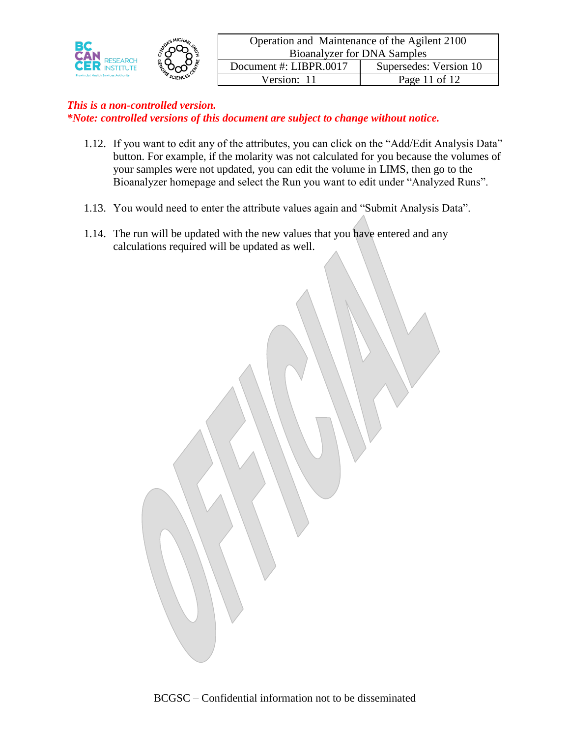*This is a non-controlled version.*
*\*Note: controlled versions of this document are subject to change without notice.*

1.12. If you want to edit any of the attributes, you can click on the “Add/Edit Analysis Data” button. For example, if the molarity was not calculated for you because the volumes of your samples were not updated, you can edit the volume in LIMS, then go to the Bioanalyzer homepage and select the Run you want to edit under “Analyzed Runs”.

1.13. You would need to enter the attribute values again and “Submit Analysis Data”.

1.14. The run will be updated with the new values that you have entered and any calculations required will be updated as well.